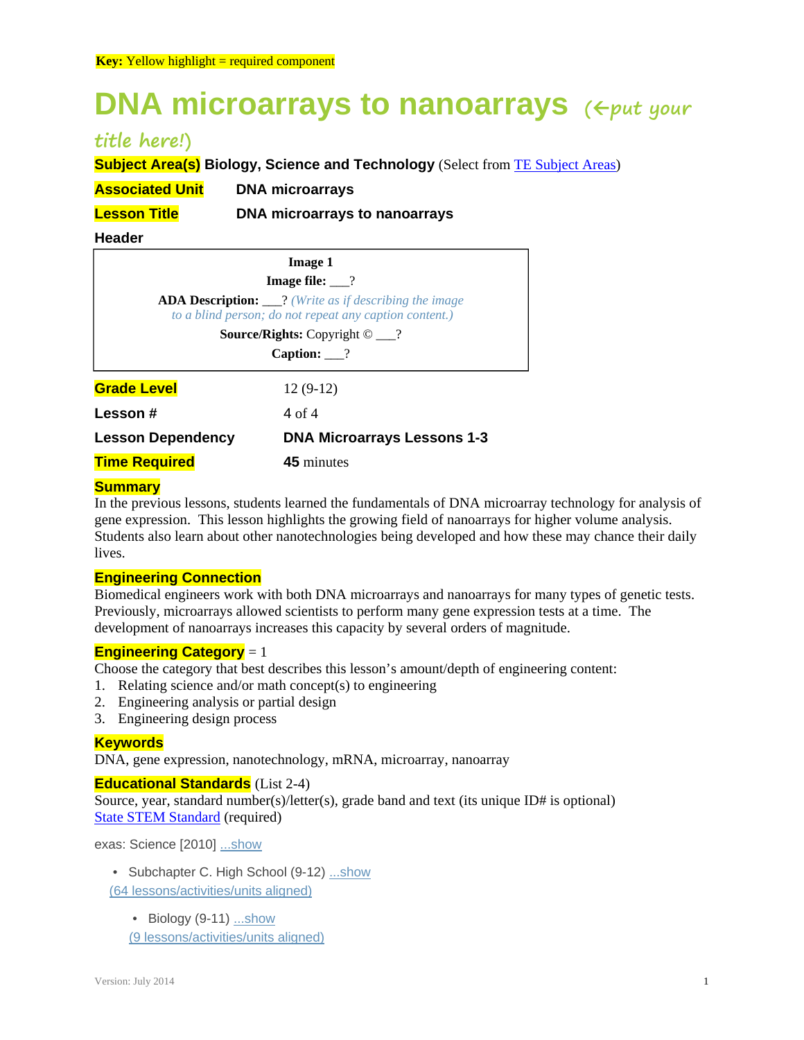**Key:** Yellow highlight = required component

# DNA microarrays to nanoarrays *(←put your title here!)*

**Subject Area(s)** **Biology, Science and Technology** (Select from TE Subject Areas)

**Associated Unit** **DNA microarrays**

**Lesson Title** **DNA microarrays to nanoarrays**

**Header**

| **Image 1** |
| --- |
| **Image file:** ___? |
| **ADA Description:** ___? *(Write as if describing the image to a blind person; do not repeat any caption content.)* |
| **Source/Rights:** Copyright © ___? |
| **Caption:** ___? |

**Grade Level** 12 (9-12)

**Lesson #** 4 of 4

**Lesson Dependency** **DNA Microarrays Lessons 1-3**

**Time Required** **45** minutes

## Summary

In the previous lessons, students learned the fundamentals of DNA microarray technology for analysis of gene expression. This lesson highlights the growing field of nanoarrays for higher volume analysis. Students also learn about other nanotechnologies being developed and how these may chance their daily lives.

## Engineering Connection

Biomedical engineers work with both DNA microarrays and nanoarrays for many types of genetic tests. Previously, microarrays allowed scientists to perform many gene expression tests at a time. The development of nanoarrays increases this capacity by several orders of magnitude.

## Engineering Category = 1

Choose the category that best describes this lesson's amount/depth of engineering content:

1. Relating science and/or math concept(s) to engineering
2. Engineering analysis or partial design
3. Engineering design process

## Keywords

DNA, gene expression, nanotechnology, mRNA, microarray, nanoarray

## Educational Standards (List 2-4)

Source, year, standard number(s)/letter(s), grade band and text (its unique ID# is optional)
State STEM Standard (required)

exas: Science [2010] ...show

- Subchapter C. High School (9-12) ...show
  (64 lessons/activities/units aligned)
  - Biology (9-11) ...show
    (9 lessons/activities/units aligned)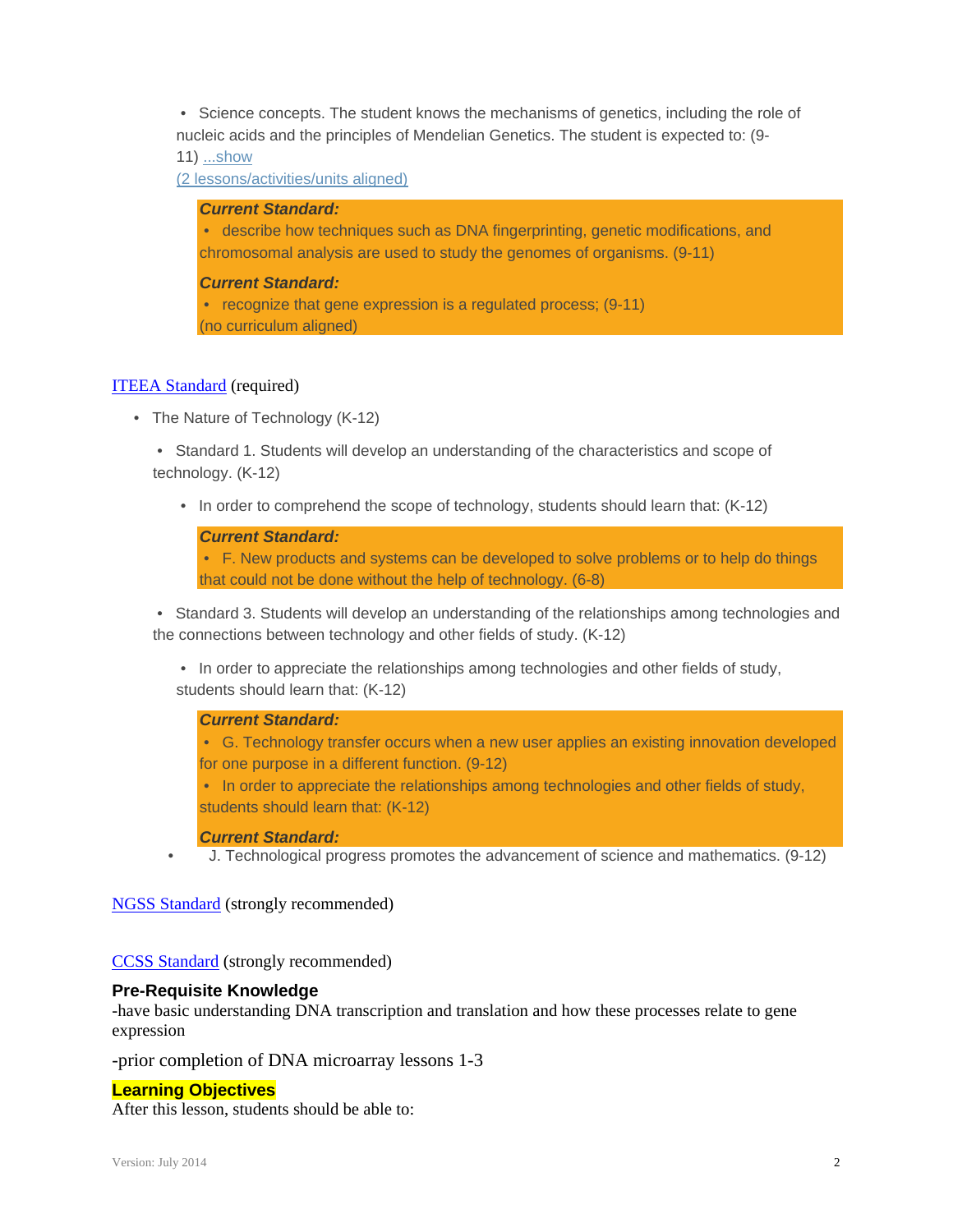- Science concepts. The student knows the mechanisms of genetics, including the role of nucleic acids and the principles of Mendelian Genetics. The student is expected to: (9-11) ...show (2 lessons/activities/units aligned)

  ***Current Standard:***
  - describe how techniques such as DNA fingerprinting, genetic modifications, and chromosomal analysis are used to study the genomes of organisms. (9-11)

  ***Current Standard:***
  - recognize that gene expression is a regulated process; (9-11)

  (no curriculum aligned)

ITEEA Standard (required)

- The Nature of Technology (K-12)
  - Standard 1. Students will develop an understanding of the characteristics and scope of technology. (K-12)
    - In order to comprehend the scope of technology, students should learn that: (K-12)

      ***Current Standard:***
      - F. New products and systems can be developed to solve problems or to help do things that could not be done without the help of technology. (6-8)
  - Standard 3. Students will develop an understanding of the relationships among technologies and the connections between technology and other fields of study. (K-12)
    - In order to appreciate the relationships among technologies and other fields of study, students should learn that: (K-12)

      ***Current Standard:***
      - G. Technology transfer occurs when a new user applies an existing innovation developed for one purpose in a different function. (9-12)
      - In order to appreciate the relationships among technologies and other fields of study, students should learn that: (K-12)

      ***Current Standard:***
      - J. Technological progress promotes the advancement of science and mathematics. (9-12)

NGSS Standard (strongly recommended)

CCSS Standard (strongly recommended)

**Pre-Requisite Knowledge**

-have basic understanding DNA transcription and translation and how these processes relate to gene expression

-prior completion of DNA microarray lessons 1-3

**Learning Objectives**

After this lesson, students should be able to: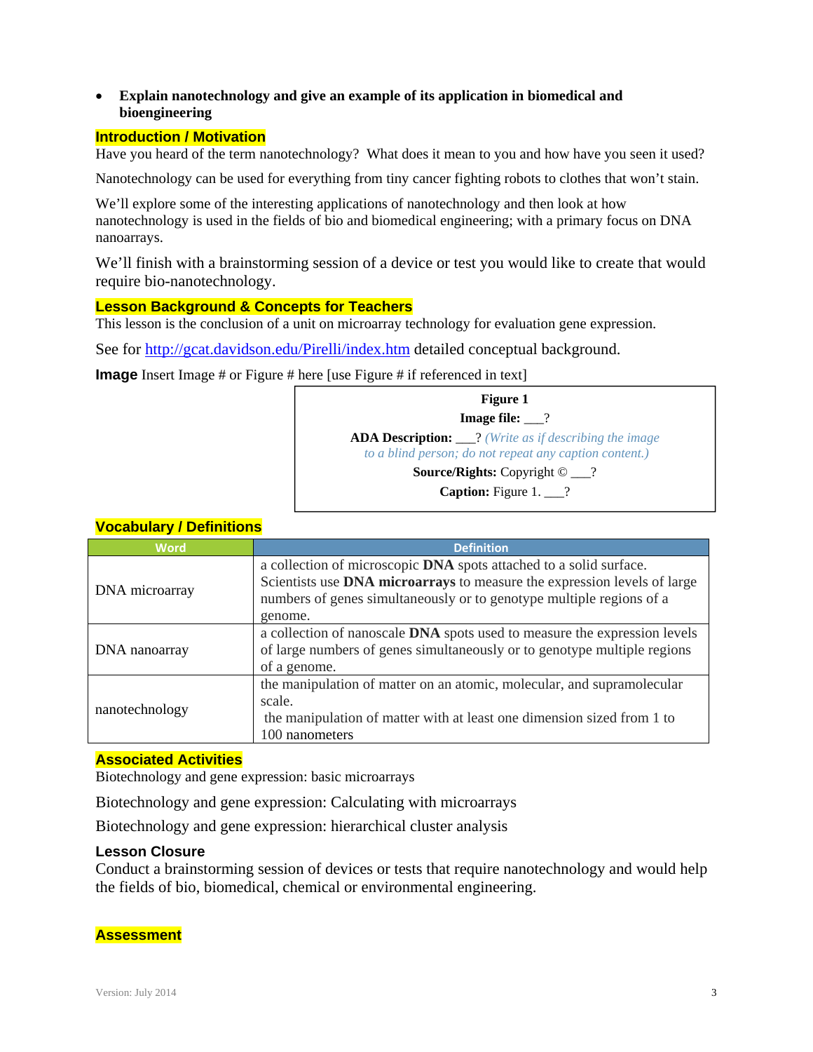- **Explain nanotechnology and give an example of its application in biomedical and bioengineering**

## Introduction / Motivation

Have you heard of the term nanotechnology? What does it mean to you and how have you seen it used?

Nanotechnology can be used for everything from tiny cancer fighting robots to clothes that won't stain.

We'll explore some of the interesting applications of nanotechnology and then look at how nanotechnology is used in the fields of bio and biomedical engineering; with a primary focus on DNA nanoarrays.

We'll finish with a brainstorming session of a device or test you would like to create that would require bio-nanotechnology.

## Lesson Background & Concepts for Teachers

This lesson is the conclusion of a unit on microarray technology for evaluation gene expression.

See for [http://gcat.davidson.edu/Pirelli/index.htm](http://gcat.davidson.edu/Pirelli/index.htm) detailed conceptual background.

**Image** Insert Image # or Figure # here [use Figure # if referenced in text]

**Figure 1**
**Image file:** ___?
**ADA Description:** ___? *(Write as if describing the image to a blind person; do not repeat any caption content.)*
**Source/Rights:** Copyright © ___?
**Caption:** Figure 1. ___?

## Vocabulary / Definitions

| Word | Definition |
|---|---|
| DNA microarray | a collection of microscopic **DNA** spots attached to a solid surface. Scientists use **DNA microarrays** to measure the expression levels of large numbers of genes simultaneously or to genotype multiple regions of a genome. |
| DNA nanoarray | a collection of nanoscale **DNA** spots used to measure the expression levels of large numbers of genes simultaneously or to genotype multiple regions of a genome. |
| nanotechnology | the manipulation of matter on an atomic, molecular, and supramolecular scale. the manipulation of matter with at least one dimension sized from 1 to 100 nanometers |

## Associated Activities

Biotechnology and gene expression: basic microarrays

Biotechnology and gene expression: Calculating with microarrays

Biotechnology and gene expression: hierarchical cluster analysis

### Lesson Closure

Conduct a brainstorming session of devices or tests that require nanotechnology and would help the fields of bio, biomedical, chemical or environmental engineering.

## Assessment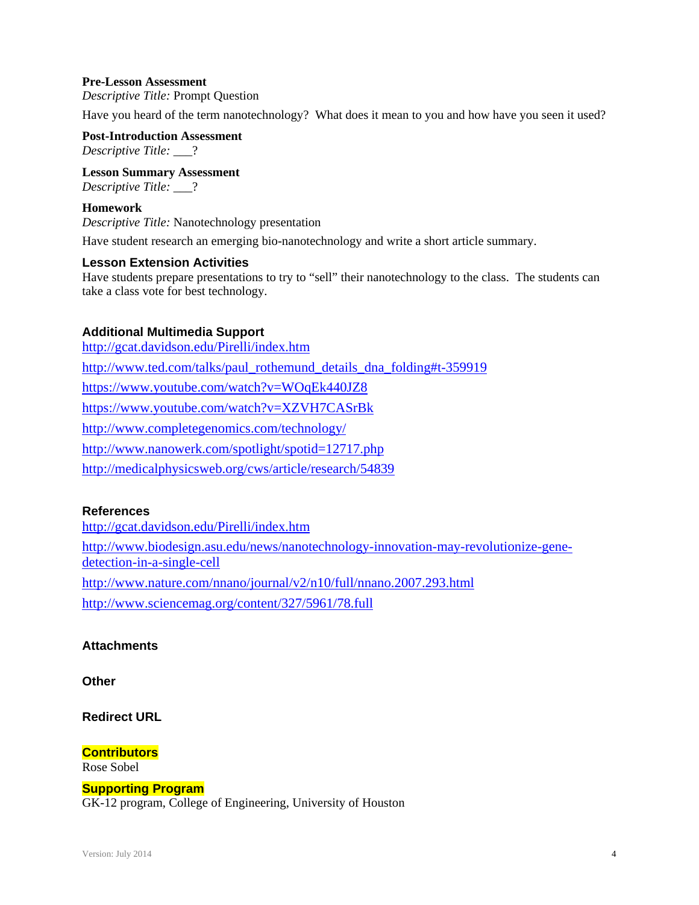**Pre-Lesson Assessment**
*Descriptive Title:* Prompt Question

Have you heard of the term nanotechnology? What does it mean to you and how have you seen it used?

**Post-Introduction Assessment**
*Descriptive Title:* ___?

**Lesson Summary Assessment**
*Descriptive Title:* ___?

**Homework**
*Descriptive Title:* Nanotechnology presentation

Have student research an emerging bio-nanotechnology and write a short article summary.

### Lesson Extension Activities

Have students prepare presentations to try to "sell" their nanotechnology to the class. The students can take a class vote for best technology.

### Additional Multimedia Support

http://gcat.davidson.edu/Pirelli/index.htm

http://www.ted.com/talks/paul_rothemund_details_dna_folding#t-359919

https://www.youtube.com/watch?v=WOqEk440JZ8

https://www.youtube.com/watch?v=XZVH7CASrBk

http://www.completegenomics.com/technology/

http://www.nanowerk.com/spotlight/spotid=12717.php

http://medicalphysicsweb.org/cws/article/research/54839

### References

http://gcat.davidson.edu/Pirelli/index.htm

http://www.biodesign.asu.edu/news/nanotechnology-innovation-may-revolutionize-gene-detection-in-a-single-cell

http://www.nature.com/nnano/journal/v2/n10/full/nnano.2007.293.html

http://www.sciencemag.org/content/327/5961/78.full

### Attachments

### Other

### Redirect URL

### Contributors

Rose Sobel

### Supporting Program

GK-12 program, College of Engineering, University of Houston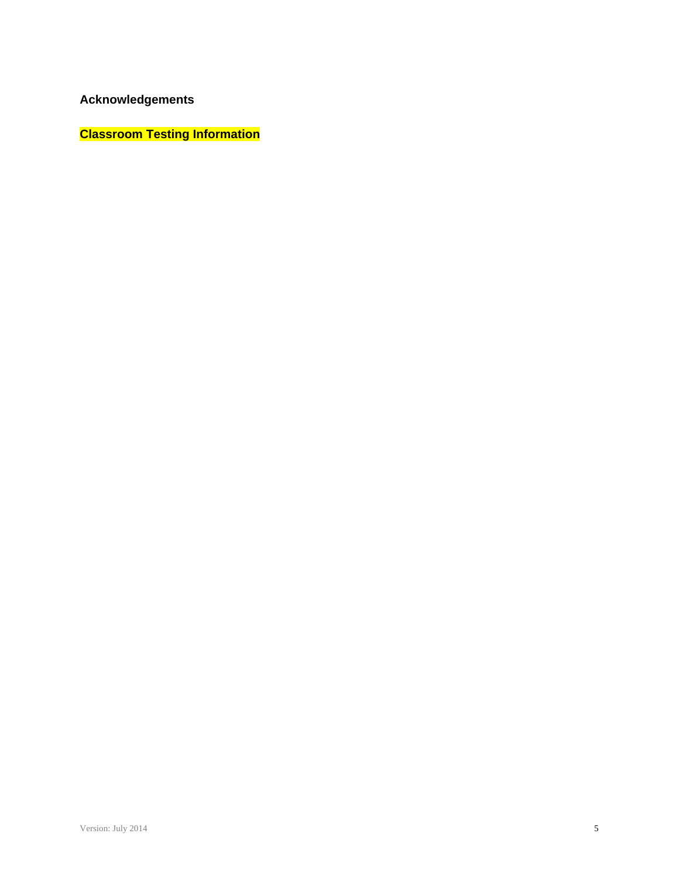## Acknowledgements

## Classroom Testing Information